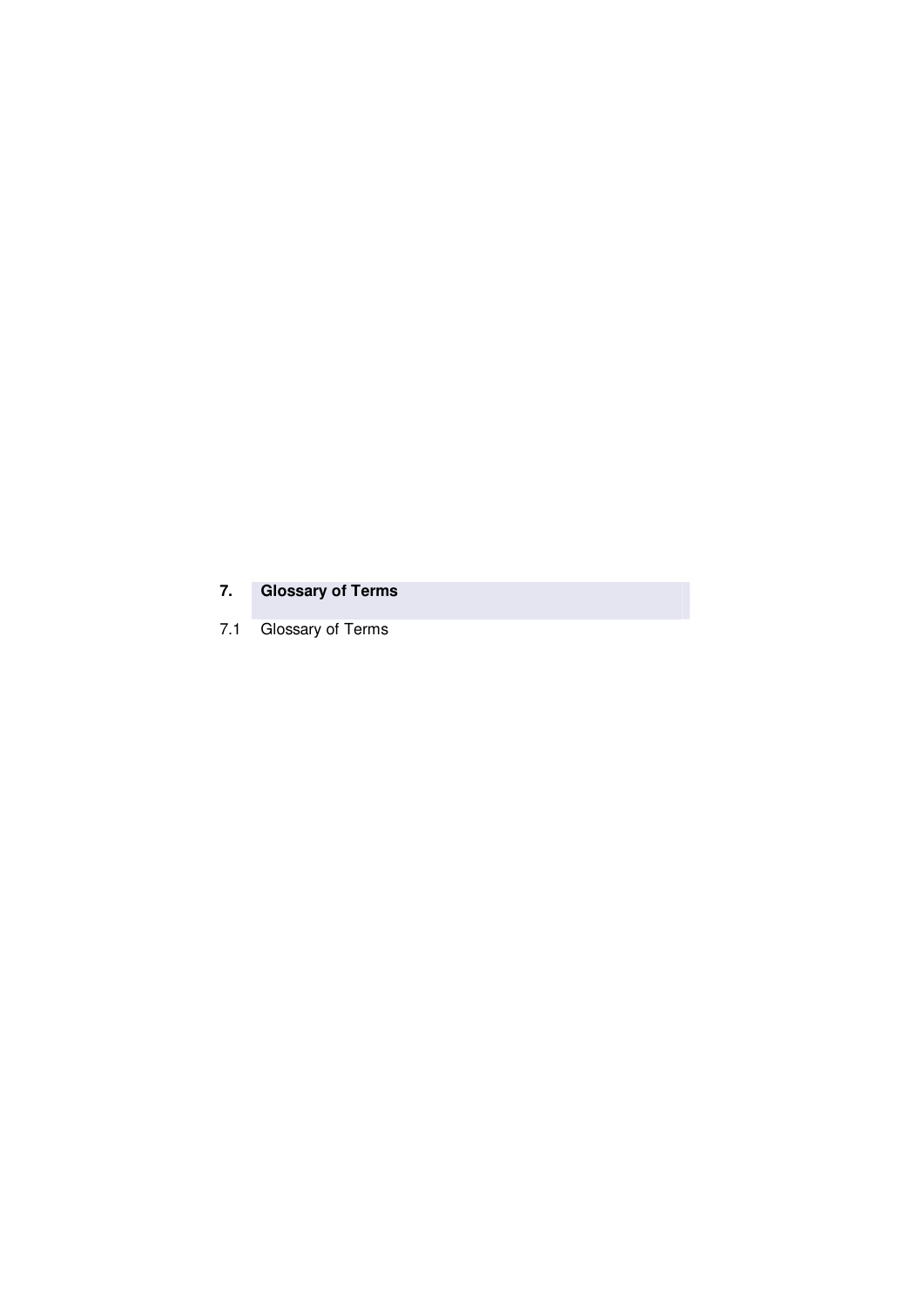## 7. Glossary of Terms

7.1 Glossary of Terms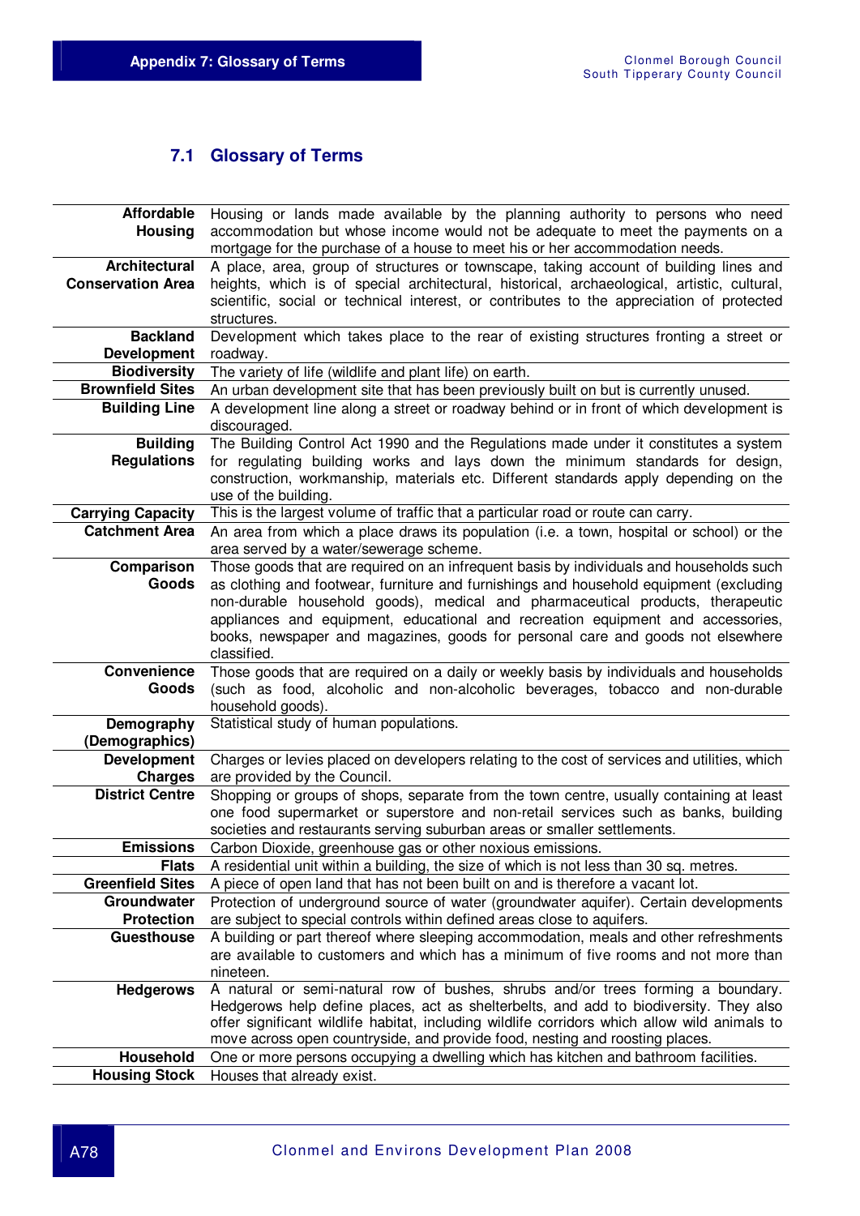### 7.1 Glossary of Terms

| Term | Definition |
|---|---|
| **Affordable Housing** | Housing or lands made available by the planning authority to persons who need accommodation but whose income would not be adequate to meet the payments on a mortgage for the purchase of a house to meet his or her accommodation needs. |
| **Architectural Conservation Area** | A place, area, group of structures or townscape, taking account of building lines and heights, which is of special architectural, historical, archaeological, artistic, cultural, scientific, social or technical interest, or contributes to the appreciation of protected structures. |
| **Backland Development** | Development which takes place to the rear of existing structures fronting a street or roadway. |
| **Biodiversity** | The variety of life (wildlife and plant life) on earth. |
| **Brownfield Sites** | An urban development site that has been previously built on but is currently unused. |
| **Building Line** | A development line along a street or roadway behind or in front of which development is discouraged. |
| **Building Regulations** | The Building Control Act 1990 and the Regulations made under it constitutes a system for regulating building works and lays down the minimum standards for design, construction, workmanship, materials etc. Different standards apply depending on the use of the building. |
| **Carrying Capacity** | This is the largest volume of traffic that a particular road or route can carry. |
| **Catchment Area** | An area from which a place draws its population (i.e. a town, hospital or school) or the area served by a water/sewerage scheme. |
| **Comparison Goods** | Those goods that are required on an infrequent basis by individuals and households such as clothing and footwear, furniture and furnishings and household equipment (excluding non-durable household goods), medical and pharmaceutical products, therapeutic appliances and equipment, educational and recreation equipment and accessories, books, newspaper and magazines, goods for personal care and goods not elsewhere classified. |
| **Convenience Goods** | Those goods that are required on a daily or weekly basis by individuals and households (such as food, alcoholic and non-alcoholic beverages, tobacco and non-durable household goods). |
| **Demography (Demographics)** | Statistical study of human populations. |
| **Development Charges** | Charges or levies placed on developers relating to the cost of services and utilities, which are provided by the Council. |
| **District Centre** | Shopping or groups of shops, separate from the town centre, usually containing at least one food supermarket or superstore and non-retail services such as banks, building societies and restaurants serving suburban areas or smaller settlements. |
| **Emissions** | Carbon Dioxide, greenhouse gas or other noxious emissions. |
| **Flats** | A residential unit within a building, the size of which is not less than 30 sq. metres. |
| **Greenfield Sites** | A piece of open land that has not been built on and is therefore a vacant lot. |
| **Groundwater Protection** | Protection of underground source of water (groundwater aquifer). Certain developments are subject to special controls within defined areas close to aquifers. |
| **Guesthouse** | A building or part thereof where sleeping accommodation, meals and other refreshments are available to customers and which has a minimum of five rooms and not more than nineteen. |
| **Hedgerows** | A natural or semi-natural row of bushes, shrubs and/or trees forming a boundary. Hedgerows help define places, act as shelterbelts, and add to biodiversity. They also offer significant wildlife habitat, including wildlife corridors which allow wild animals to move across open countryside, and provide food, nesting and roosting places. |
| **Household** | One or more persons occupying a dwelling which has kitchen and bathroom facilities. |
| **Housing Stock** | Houses that already exist. |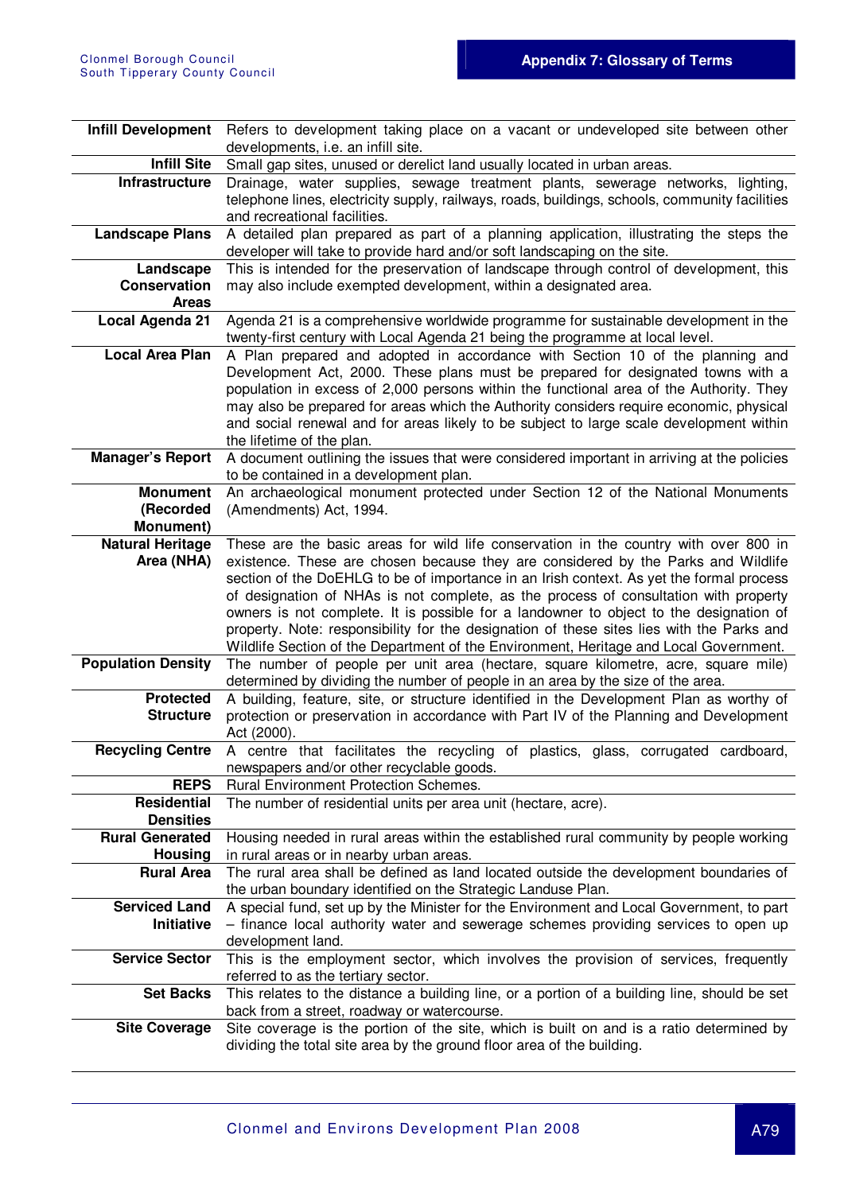| Term | Definition |
|---|---|
| **Infill Development** | Refers to development taking place on a vacant or undeveloped site between other developments, i.e. an infill site. |
| **Infill Site** | Small gap sites, unused or derelict land usually located in urban areas. |
| **Infrastructure** | Drainage, water supplies, sewage treatment plants, sewerage networks, lighting, telephone lines, electricity supply, railways, roads, buildings, schools, community facilities and recreational facilities. |
| **Landscape Plans** | A detailed plan prepared as part of a planning application, illustrating the steps the developer will take to provide hard and/or soft landscaping on the site. |
| **Landscape Conservation Areas** | This is intended for the preservation of landscape through control of development, this may also include exempted development, within a designated area. |
| **Local Agenda 21** | Agenda 21 is a comprehensive worldwide programme for sustainable development in the twenty-first century with Local Agenda 21 being the programme at local level. |
| **Local Area Plan** | A Plan prepared and adopted in accordance with Section 10 of the planning and Development Act, 2000. These plans must be prepared for designated towns with a population in excess of 2,000 persons within the functional area of the Authority. They may also be prepared for areas which the Authority considers require economic, physical and social renewal and for areas likely to be subject to large scale development within the lifetime of the plan. |
| **Manager's Report** | A document outlining the issues that were considered important in arriving at the policies to be contained in a development plan. |
| **Monument (Recorded Monument)** | An archaeological monument protected under Section 12 of the National Monuments (Amendments) Act, 1994. |
| **Natural Heritage Area (NHA)** | These are the basic areas for wild life conservation in the country with over 800 in existence. These are chosen because they are considered by the Parks and Wildlife section of the DoEHLG to be of importance in an Irish context. As yet the formal process of designation of NHAs is not complete, as the process of consultation with property owners is not complete. It is possible for a landowner to object to the designation of property. Note: responsibility for the designation of these sites lies with the Parks and Wildlife Section of the Department of the Environment, Heritage and Local Government. |
| **Population Density** | The number of people per unit area (hectare, square kilometre, acre, square mile) determined by dividing the number of people in an area by the size of the area. |
| **Protected Structure** | A building, feature, site, or structure identified in the Development Plan as worthy of protection or preservation in accordance with Part IV of the Planning and Development Act (2000). |
| **Recycling Centre** | A centre that facilitates the recycling of plastics, glass, corrugated cardboard, newspapers and/or other recyclable goods. |
| **REPS** | Rural Environment Protection Schemes. |
| **Residential Densities** | The number of residential units per area unit (hectare, acre). |
| **Rural Generated Housing** | Housing needed in rural areas within the established rural community by people working in rural areas or in nearby urban areas. |
| **Rural Area** | The rural area shall be defined as land located outside the development boundaries of the urban boundary identified on the Strategic Landuse Plan. |
| **Serviced Land Initiative** | A special fund, set up by the Minister for the Environment and Local Government, to part – finance local authority water and sewerage schemes providing services to open up development land. |
| **Service Sector** | This is the employment sector, which involves the provision of services, frequently referred to as the tertiary sector. |
| **Set Backs** | This relates to the distance a building line, or a portion of a building line, should be set back from a street, roadway or watercourse. |
| **Site Coverage** | Site coverage is the portion of the site, which is built on and is a ratio determined by dividing the total site area by the ground floor area of the building. |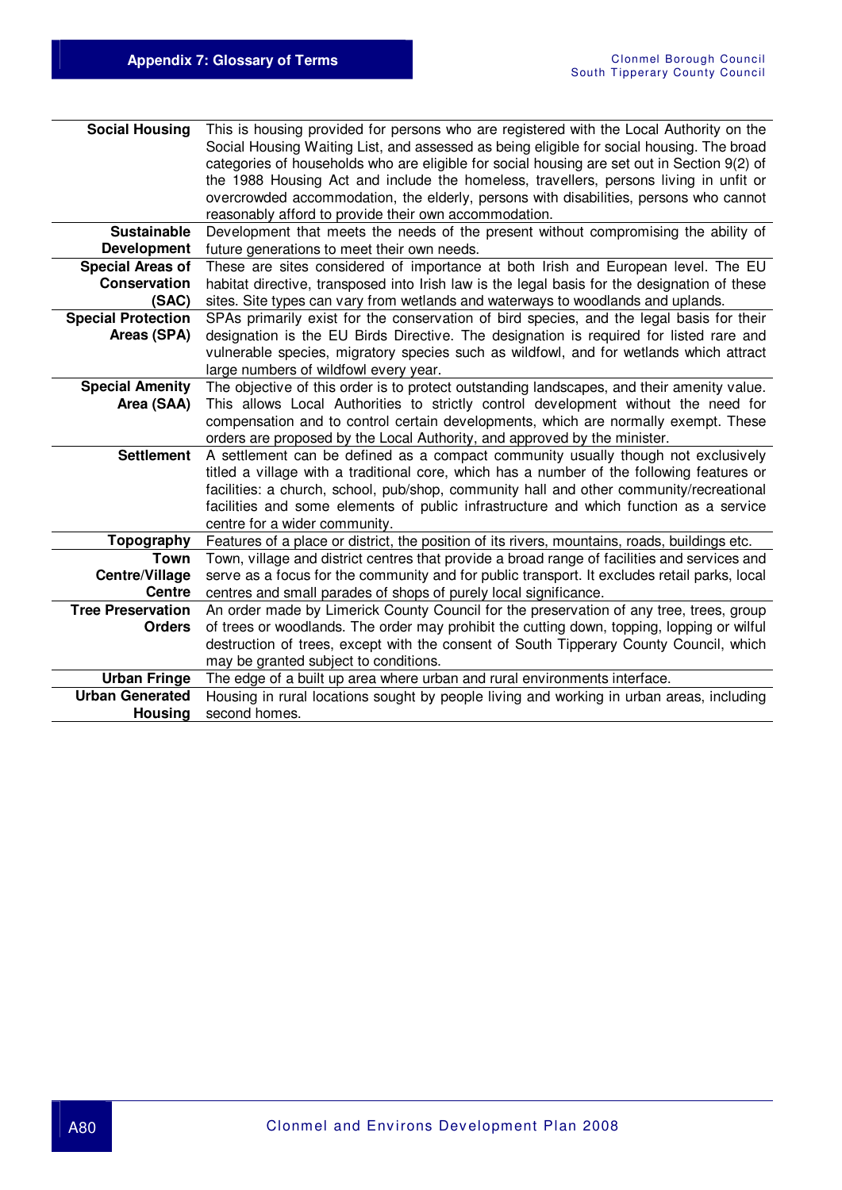| | |
|---|---|
| **Social Housing** | This is housing provided for persons who are registered with the Local Authority on the Social Housing Waiting List, and assessed as being eligible for social housing. The broad categories of households who are eligible for social housing are set out in Section 9(2) of the 1988 Housing Act and include the homeless, travellers, persons living in unfit or overcrowded accommodation, the elderly, persons with disabilities, persons who cannot reasonably afford to provide their own accommodation. |
| **Sustainable Development** | Development that meets the needs of the present without compromising the ability of future generations to meet their own needs. |
| **Special Areas of Conservation (SAC)** | These are sites considered of importance at both Irish and European level. The EU habitat directive, transposed into Irish law is the legal basis for the designation of these sites. Site types can vary from wetlands and waterways to woodlands and uplands. |
| **Special Protection Areas (SPA)** | SPAs primarily exist for the conservation of bird species, and the legal basis for their designation is the EU Birds Directive. The designation is required for listed rare and vulnerable species, migratory species such as wildfowl, and for wetlands which attract large numbers of wildfowl every year. |
| **Special Amenity Area (SAA)** | The objective of this order is to protect outstanding landscapes, and their amenity value. This allows Local Authorities to strictly control development without the need for compensation and to control certain developments, which are normally exempt. These orders are proposed by the Local Authority, and approved by the minister. |
| **Settlement** | A settlement can be defined as a compact community usually though not exclusively titled a village with a traditional core, which has a number of the following features or facilities: a church, school, pub/shop, community hall and other community/recreational facilities and some elements of public infrastructure and which function as a service centre for a wider community. |
| **Topography** | Features of a place or district, the position of its rivers, mountains, roads, buildings etc. |
| **Town Centre/Village Centre** | Town, village and district centres that provide a broad range of facilities and services and serve as a focus for the community and for public transport. It excludes retail parks, local centres and small parades of shops of purely local significance. |
| **Tree Preservation Orders** | An order made by Limerick County Council for the preservation of any tree, trees, group of trees or woodlands. The order may prohibit the cutting down, topping, lopping or wilful destruction of trees, except with the consent of South Tipperary County Council, which may be granted subject to conditions. |
| **Urban Fringe** | The edge of a built up area where urban and rural environments interface. |
| **Urban Generated Housing** | Housing in rural locations sought by people living and working in urban areas, including second homes. |